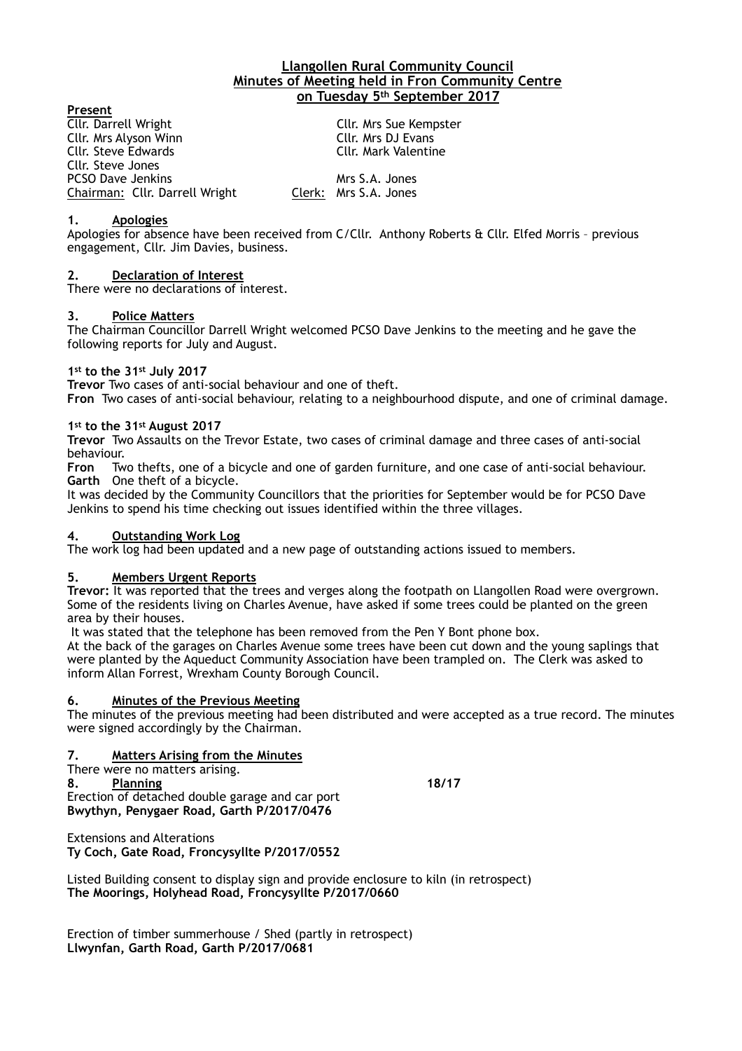# Llangollen Rural Community Council
## Minutes of Meeting held in Fron Community Centre
## on Tuesday 5th September 2017

**Present**

| | |
|---|---|
| Cllr. Darrell Wright | Cllr. Mrs Sue Kempster |
| Cllr. Mrs Alyson Winn | Cllr. Mrs DJ Evans |
| Cllr. Steve Edwards | Cllr. Mark Valentine |
| Cllr. Steve Jones | |
| PCSO Dave Jenkins | Mrs S.A. Jones |
| Chairman: Cllr. Darrell Wright | Clerk: Mrs S.A. Jones |

**1. Apologies**

Apologies for absence have been received from C/Cllr. Anthony Roberts & Cllr. Elfed Morris – previous engagement, Cllr. Jim Davies, business.

**2. Declaration of Interest**

There were no declarations of interest.

**3. Police Matters**

The Chairman Councillor Darrell Wright welcomed PCSO Dave Jenkins to the meeting and he gave the following reports for July and August.

**1st to the 31st July 2017**

**Trevor** Two cases of anti-social behaviour and one of theft.
**Fron** Two cases of anti-social behaviour, relating to a neighbourhood dispute, and one of criminal damage.

**1st to the 31st August 2017**

**Trevor** Two Assaults on the Trevor Estate, two cases of criminal damage and three cases of anti-social behaviour.
**Fron** Two thefts, one of a bicycle and one of garden furniture, and one case of anti-social behaviour.
**Garth** One theft of a bicycle.

It was decided by the Community Councillors that the priorities for September would be for PCSO Dave Jenkins to spend his time checking out issues identified within the three villages.

**4. Outstanding Work Log**

The work log had been updated and a new page of outstanding actions issued to members.

**5. Members Urgent Reports**

**Trevor:** It was reported that the trees and verges along the footpath on Llangollen Road were overgrown. Some of the residents living on Charles Avenue, have asked if some trees could be planted on the green area by their houses.

It was stated that the telephone has been removed from the Pen Y Bont phone box.

At the back of the garages on Charles Avenue some trees have been cut down and the young saplings that were planted by the Aqueduct Community Association have been trampled on. The Clerk was asked to inform Allan Forrest, Wrexham County Borough Council.

**6. Minutes of the Previous Meeting**

The minutes of the previous meeting had been distributed and were accepted as a true record. The minutes were signed accordingly by the Chairman.

**7. Matters Arising from the Minutes**

There were no matters arising.

**8. Planning** **18/17**

Erection of detached double garage and car port
**Bwythyn, Penygaer Road, Garth P/2017/0476**

Extensions and Alterations
**Ty Coch, Gate Road, Froncysyllte P/2017/0552**

Listed Building consent to display sign and provide enclosure to kiln (in retrospect)
**The Moorings, Holyhead Road, Froncysyllte P/2017/0660**

Erection of timber summerhouse / Shed (partly in retrospect)
**Llwynfan, Garth Road, Garth P/2017/0681**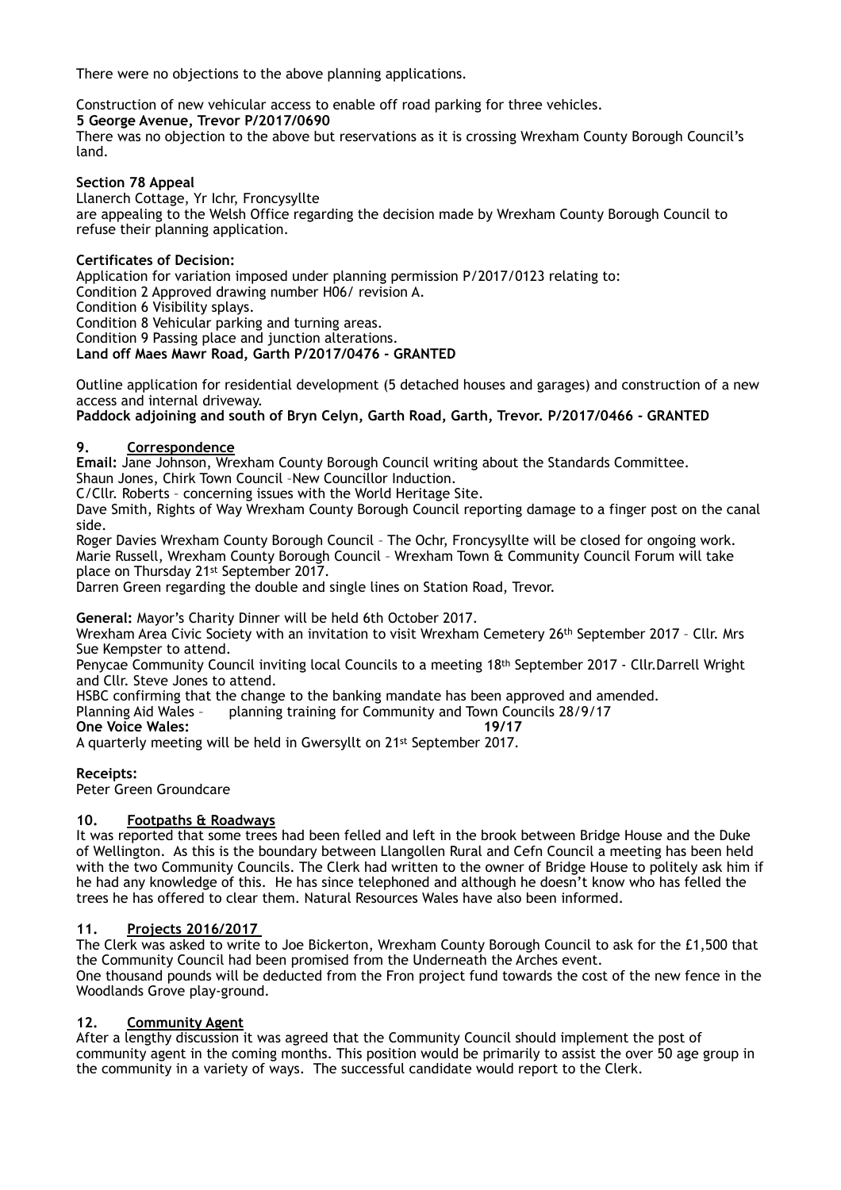There were no objections to the above planning applications.

Construction of new vehicular access to enable off road parking for three vehicles.
**5 George Avenue, Trevor P/2017/0690**
There was no objection to the above but reservations as it is crossing Wrexham County Borough Council's land.

**Section 78 Appeal**
Llanerch Cottage, Yr Ichr, Froncysyllte
are appealing to the Welsh Office regarding the decision made by Wrexham County Borough Council to refuse their planning application.

**Certificates of Decision:**
Application for variation imposed under planning permission P/2017/0123 relating to:
Condition 2 Approved drawing number H06/ revision A.
Condition 6 Visibility splays.
Condition 8 Vehicular parking and turning areas.
Condition 9 Passing place and junction alterations.
**Land off Maes Mawr Road, Garth P/2017/0476 - GRANTED**

Outline application for residential development (5 detached houses and garages) and construction of a new access and internal driveway.
**Paddock adjoining and south of Bryn Celyn, Garth Road, Garth, Trevor. P/2017/0466 - GRANTED**

## 9. Correspondence

**Email:** Jane Johnson, Wrexham County Borough Council writing about the Standards Committee.
Shaun Jones, Chirk Town Council –New Councillor Induction.
C/Cllr. Roberts – concerning issues with the World Heritage Site.
Dave Smith, Rights of Way Wrexham County Borough Council reporting damage to a finger post on the canal side.
Roger Davies Wrexham County Borough Council – The Ochr, Froncysyllte will be closed for ongoing work.
Marie Russell, Wrexham County Borough Council – Wrexham Town & Community Council Forum will take place on Thursday 21st September 2017.
Darren Green regarding the double and single lines on Station Road, Trevor.

**General:** Mayor's Charity Dinner will be held 6th October 2017.
Wrexham Area Civic Society with an invitation to visit Wrexham Cemetery 26th September 2017 – Cllr. Mrs Sue Kempster to attend.
Penycae Community Council inviting local Councils to a meeting 18th September 2017 - Cllr.Darrell Wright and Cllr. Steve Jones to attend.
HSBC confirming that the change to the banking mandate has been approved and amended.
Planning Aid Wales – planning training for Community and Town Councils 28/9/17
**One Voice Wales:** **19/17**
A quarterly meeting will be held in Gwersyllt on 21st September 2017.

**Receipts:**
Peter Green Groundcare

## 10. Footpaths & Roadways

It was reported that some trees had been felled and left in the brook between Bridge House and the Duke of Wellington. As this is the boundary between Llangollen Rural and Cefn Council a meeting has been held with the two Community Councils. The Clerk had written to the owner of Bridge House to politely ask him if he had any knowledge of this. He has since telephoned and although he doesn't know who has felled the trees he has offered to clear them. Natural Resources Wales have also been informed.

## 11. Projects 2016/2017

The Clerk was asked to write to Joe Bickerton, Wrexham County Borough Council to ask for the £1,500 that the Community Council had been promised from the Underneath the Arches event.
One thousand pounds will be deducted from the Fron project fund towards the cost of the new fence in the Woodlands Grove play-ground.

## 12. Community Agent

After a lengthy discussion it was agreed that the Community Council should implement the post of community agent in the coming months. This position would be primarily to assist the over 50 age group in the community in a variety of ways. The successful candidate would report to the Clerk.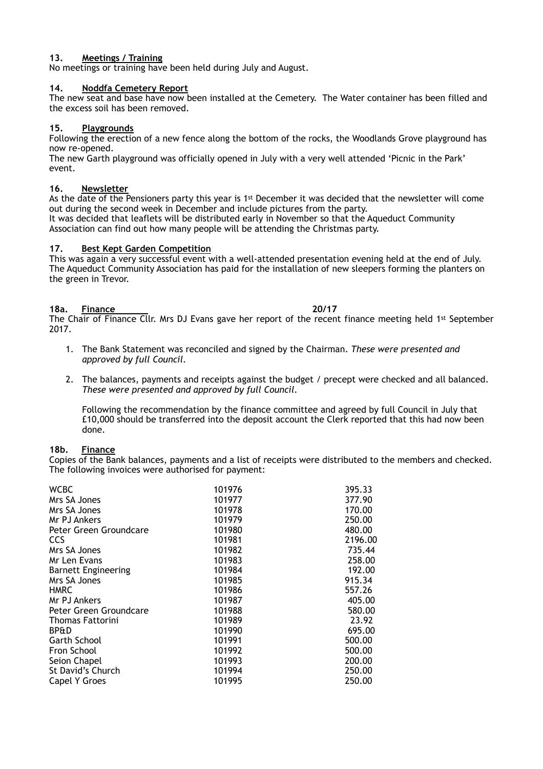## 13. Meetings / Training

No meetings or training have been held during July and August.

## 14. Noddfa Cemetery Report

The new seat and base have now been installed at the Cemetery. The Water container has been filled and the excess soil has been removed.

## 15. Playgrounds

Following the erection of a new fence along the bottom of the rocks, the Woodlands Grove playground has now re-opened.

The new Garth playground was officially opened in July with a very well attended 'Picnic in the Park' event.

## 16. Newsletter

As the date of the Pensioners party this year is 1st December it was decided that the newsletter will come out during the second week in December and include pictures from the party.

It was decided that leaflets will be distributed early in November so that the Aqueduct Community Association can find out how many people will be attending the Christmas party.

## 17. Best Kept Garden Competition

This was again a very successful event with a well-attended presentation evening held at the end of July. The Aqueduct Community Association has paid for the installation of new sleepers forming the planters on the green in Trevor.

## 18a. Finance **20/17**

The Chair of Finance Cllr. Mrs DJ Evans gave her report of the recent finance meeting held 1st September 2017.

1. The Bank Statement was reconciled and signed by the Chairman. *These were presented and approved by full Council.*

2. The balances, payments and receipts against the budget / precept were checked and all balanced. *These were presented and approved by full Council.*

   Following the recommendation by the finance committee and agreed by full Council in July that £10,000 should be transferred into the deposit account the Clerk reported that this had now been done.

## 18b. Finance

Copies of the Bank balances, payments and a list of receipts were distributed to the members and checked. The following invoices were authorised for payment:

| | | |
|---|---|---|
| WCBC | 101976 | 395.33 |
| Mrs SA Jones | 101977 | 377.90 |
| Mrs SA Jones | 101978 | 170.00 |
| Mr PJ Ankers | 101979 | 250.00 |
| Peter Green Groundcare | 101980 | 480.00 |
| CCS | 101981 | 2196.00 |
| Mrs SA Jones | 101982 | 735.44 |
| Mr Len Evans | 101983 | 258.00 |
| Barnett Engineering | 101984 | 192.00 |
| Mrs SA Jones | 101985 | 915.34 |
| HMRC | 101986 | 557.26 |
| Mr PJ Ankers | 101987 | 405.00 |
| Peter Green Groundcare | 101988 | 580.00 |
| Thomas Fattorini | 101989 | 23.92 |
| BP&D | 101990 | 695.00 |
| Garth School | 101991 | 500.00 |
| Fron School | 101992 | 500.00 |
| Seion Chapel | 101993 | 200.00 |
| St David's Church | 101994 | 250.00 |
| Capel Y Groes | 101995 | 250.00 |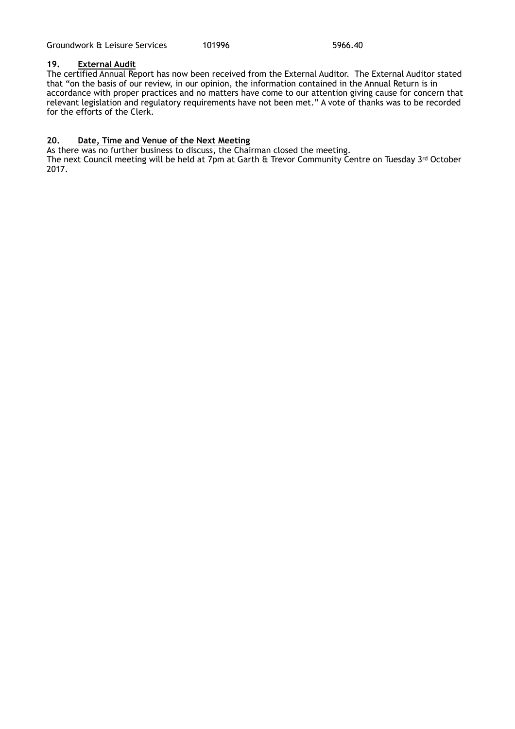| | | |
|---|---|---|
| Groundwork & Leisure Services | 101996 | 5966.40 |

**19. External Audit**

The certified Annual Report has now been received from the External Auditor. The External Auditor stated that "on the basis of our review, in our opinion, the information contained in the Annual Return is in accordance with proper practices and no matters have come to our attention giving cause for concern that relevant legislation and regulatory requirements have not been met." A vote of thanks was to be recorded for the efforts of the Clerk.

**20. Date, Time and Venue of the Next Meeting**

As there was no further business to discuss, the Chairman closed the meeting.
The next Council meeting will be held at 7pm at Garth & Trevor Community Centre on Tuesday 3rd October 2017.